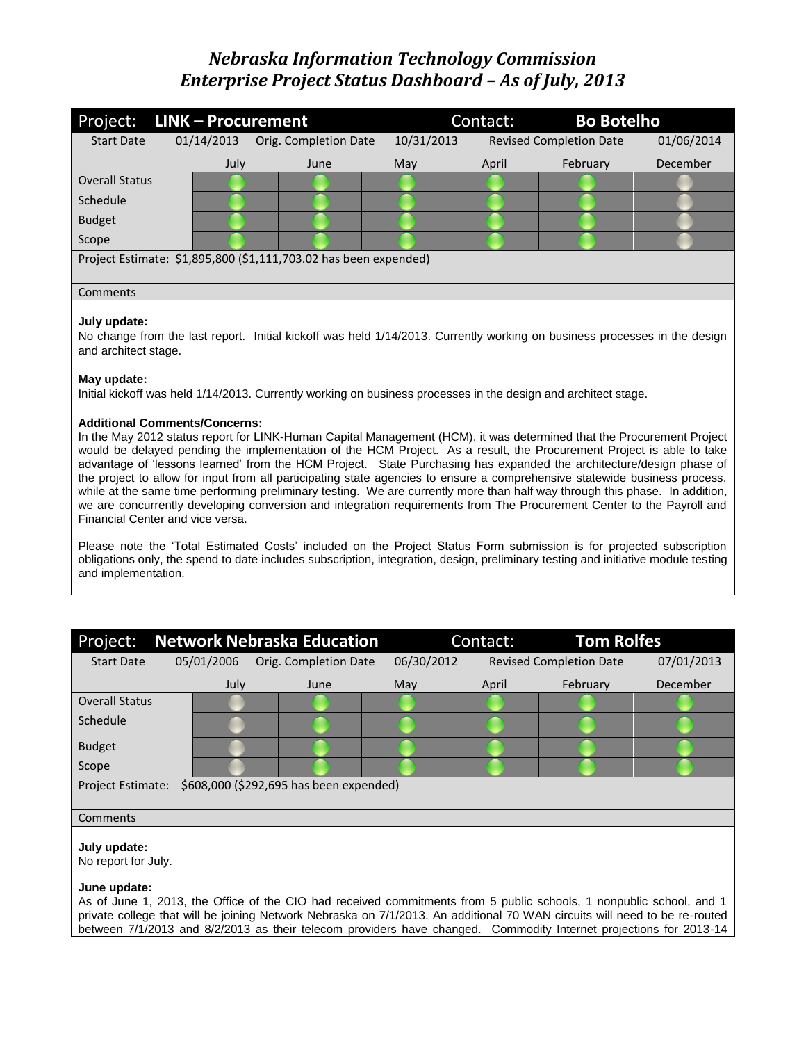# *Nebraska Information Technology Commission*
# *Enterprise Project Status Dashboard – As of July, 2013*

| Project: **LINK – Procurement** | | | | Contact: | **Bo Botelho** | |
|---|---|---|---|---|---|---|
| Start Date | 01/14/2013 | Orig. Completion Date | 10/31/2013 | Revised Completion Date | | 01/06/2014 |
| | July | June | May | April | February | December |
| Overall Status | Green | Green | Green | Green | Green | Gray |
| Schedule | Green | Green | Green | Green | Green | Gray |
| Budget | Green | Green | Green | Green | Green | Gray |
| Scope | Green | Green | Green | Green | Green | Gray |

Project Estimate: $1,895,800 ($1,111,703.02 has been expended)

Comments

**July update:**
No change from the last report. Initial kickoff was held 1/14/2013. Currently working on business processes in the design and architect stage.

**May update:**
Initial kickoff was held 1/14/2013. Currently working on business processes in the design and architect stage.

**Additional Comments/Concerns:**
In the May 2012 status report for LINK-Human Capital Management (HCM), it was determined that the Procurement Project would be delayed pending the implementation of the HCM Project. As a result, the Procurement Project is able to take advantage of 'lessons learned' from the HCM Project. State Purchasing has expanded the architecture/design phase of the project to allow for input from all participating state agencies to ensure a comprehensive statewide business process, while at the same time performing preliminary testing. We are currently more than half way through this phase. In addition, we are concurrently developing conversion and integration requirements from The Procurement Center to the Payroll and Financial Center and vice versa.

Please note the 'Total Estimated Costs' included on the Project Status Form submission is for projected subscription obligations only, the spend to date includes subscription, integration, design, preliminary testing and initiative module testing and implementation.

| Project: **Network Nebraska Education** | | | | Contact: | **Tom Rolfes** | |
|---|---|---|---|---|---|---|
| Start Date | 05/01/2006 | Orig. Completion Date | 06/30/2012 | Revised Completion Date | | 07/01/2013 |
| | July | June | May | April | February | December |
| Overall Status | Gray | Green | Green | Green | Green | Green |
| Schedule | Gray | Green | Green | Green | Green | Green |
| Budget | Gray | Green | Green | Green | Green | Green |
| Scope | Gray | Green | Green | Green | Green | Green |

Project Estimate: $608,000 ($292,695 has been expended)

Comments

**July update:**
No report for July.

**June update:**
As of June 1, 2013, the Office of the CIO had received commitments from 5 public schools, 1 nonpublic school, and 1 private college that will be joining Network Nebraska on 7/1/2013. An additional 70 WAN circuits will need to be re-routed between 7/1/2013 and 8/2/2013 as their telecom providers have changed. Commodity Internet projections for 2013-14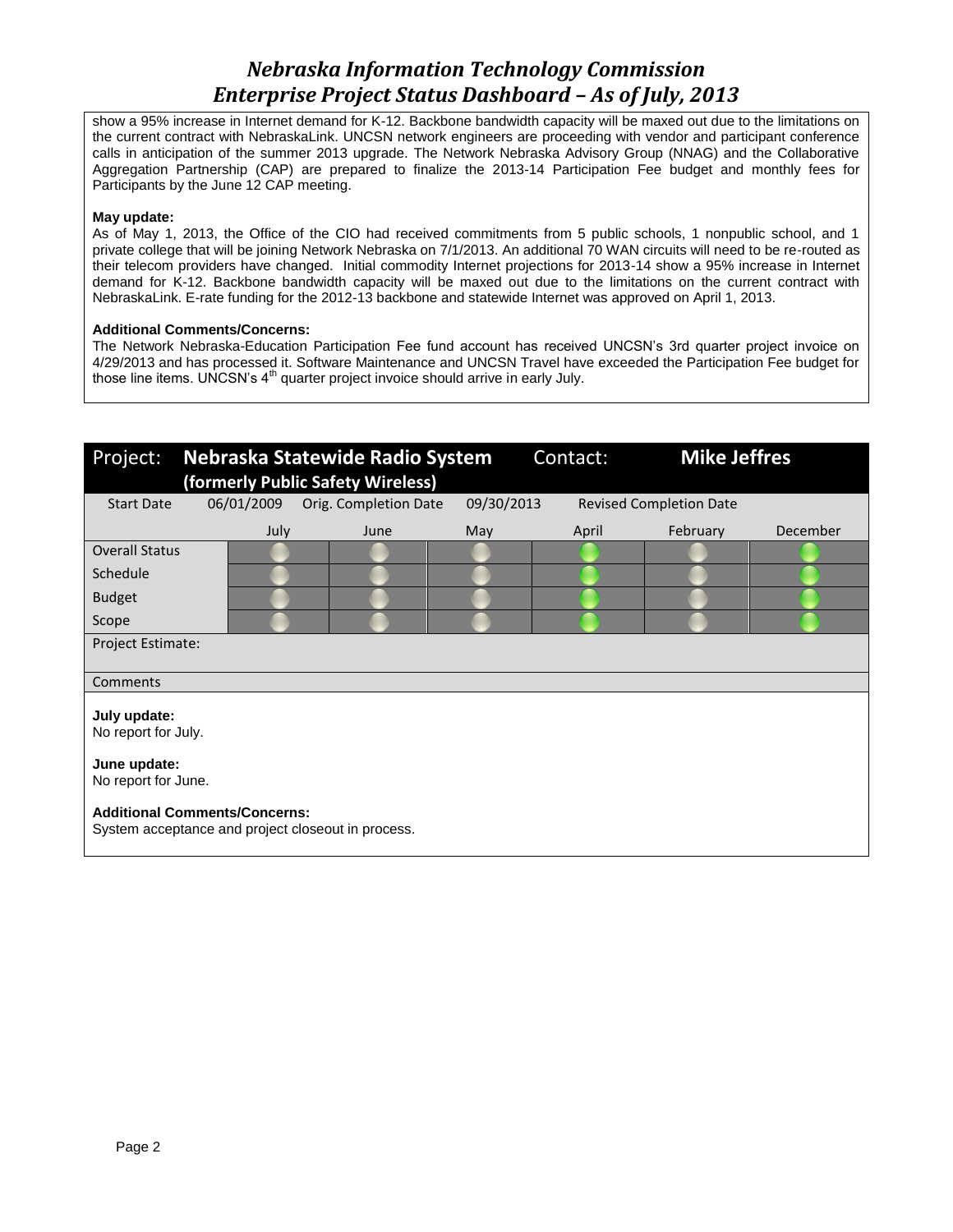show a 95% increase in Internet demand for K-12. Backbone bandwidth capacity will be maxed out due to the limitations on the current contract with NebraskaLink. UNCSN network engineers are proceeding with vendor and participant conference calls in anticipation of the summer 2013 upgrade. The Network Nebraska Advisory Group (NNAG) and the Collaborative Aggregation Partnership (CAP) are prepared to finalize the 2013-14 Participation Fee budget and monthly fees for Participants by the June 12 CAP meeting.

**May update:**
As of May 1, 2013, the Office of the CIO had received commitments from 5 public schools, 1 nonpublic school, and 1 private college that will be joining Network Nebraska on 7/1/2013. An additional 70 WAN circuits will need to be re-routed as their telecom providers have changed. Initial commodity Internet projections for 2013-14 show a 95% increase in Internet demand for K-12. Backbone bandwidth capacity will be maxed out due to the limitations on the current contract with NebraskaLink. E-rate funding for the 2012-13 backbone and statewide Internet was approved on April 1, 2013.

**Additional Comments/Concerns:**
The Network Nebraska-Education Participation Fee fund account has received UNCSN's 3rd quarter project invoice on 4/29/2013 and has processed it. Software Maintenance and UNCSN Travel have exceeded the Participation Fee budget for those line items. UNCSN's 4th quarter project invoice should arrive in early July.

| Project: | **Nebraska Statewide Radio System (formerly Public Safety Wireless)** | | | Contact: | **Mike Jeffres** |
|---|---|---|---|---|---|
| Start Date | 06/01/2009 | Orig. Completion Date | 09/30/2013 | Revised Completion Date | |
| | July | June | May | April | February | December |
| Overall Status | Gray | Gray | Gray | Green | Gray | Green |
| Schedule | Gray | Gray | Gray | Green | Gray | Green |
| Budget | Gray | Gray | Gray | Green | Gray | Green |
| Scope | Gray | Gray | Gray | Green | Gray | Green |
| Project Estimate: | | | | | | |
| Comments | | | | | | |

**July update:**
No report for July.

**June update:**
No report for June.

**Additional Comments/Concerns:**
System acceptance and project closeout in process.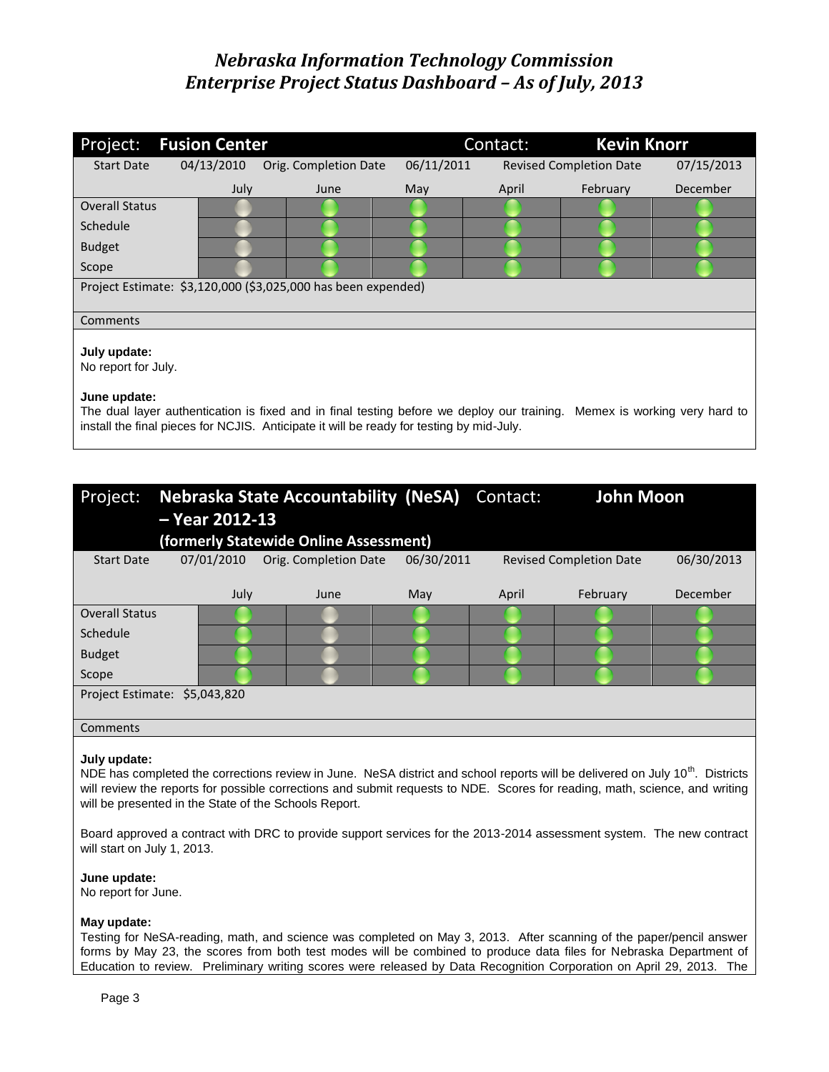# Nebraska Information Technology Commission
# Enterprise Project Status Dashboard – As of July, 2013

| Project: | **Fusion Center** | | | Contact: | **Kevin Knorr** | |
|---|---|---|---|---|---|---|
| Start Date | 04/13/2010 | Orig. Completion Date | 06/11/2011 | Revised Completion Date | | 07/15/2013 |
| | July | June | May | April | February | December |
| Overall Status | Gray | Green | Green | Green | Green | Green |
| Schedule | Gray | Green | Green | Green | Green | Green |
| Budget | Gray | Green | Green | Green | Green | Green |
| Scope | Gray | Green | Green | Green | Green | Green |

Project Estimate: $3,120,000 ($3,025,000 has been expended)

Comments

**July update:**
No report for July.

**June update:**
The dual layer authentication is fixed and in final testing before we deploy our training. Memex is working very hard to install the final pieces for NCJIS. Anticipate it will be ready for testing by mid-July.

| Project: | **Nebraska State Accountability (NeSA) – Year 2012-13 (formerly Statewide Online Assessment)** | | | Contact: | **John Moon** | |
|---|---|---|---|---|---|---|
| Start Date | 07/01/2010 | Orig. Completion Date | 06/30/2011 | Revised Completion Date | | 06/30/2013 |
| | July | June | May | April | February | December |
| Overall Status | Green | Gray | Green | Green | Green | Green |
| Schedule | Green | Gray | Green | Green | Green | Green |
| Budget | Green | Gray | Green | Green | Green | Green |
| Scope | Green | Gray | Green | Green | Green | Green |

Project Estimate: $5,043,820

Comments

**July update:**
NDE has completed the corrections review in June. NeSA district and school reports will be delivered on July 10th. Districts will review the reports for possible corrections and submit requests to NDE. Scores for reading, math, science, and writing will be presented in the State of the Schools Report.

Board approved a contract with DRC to provide support services for the 2013-2014 assessment system. The new contract will start on July 1, 2013.

**June update:**
No report for June.

**May update:**
Testing for NeSA-reading, math, and science was completed on May 3, 2013. After scanning of the paper/pencil answer forms by May 23, the scores from both test modes will be combined to produce data files for Nebraska Department of Education to review. Preliminary writing scores were released by Data Recognition Corporation on April 29, 2013. The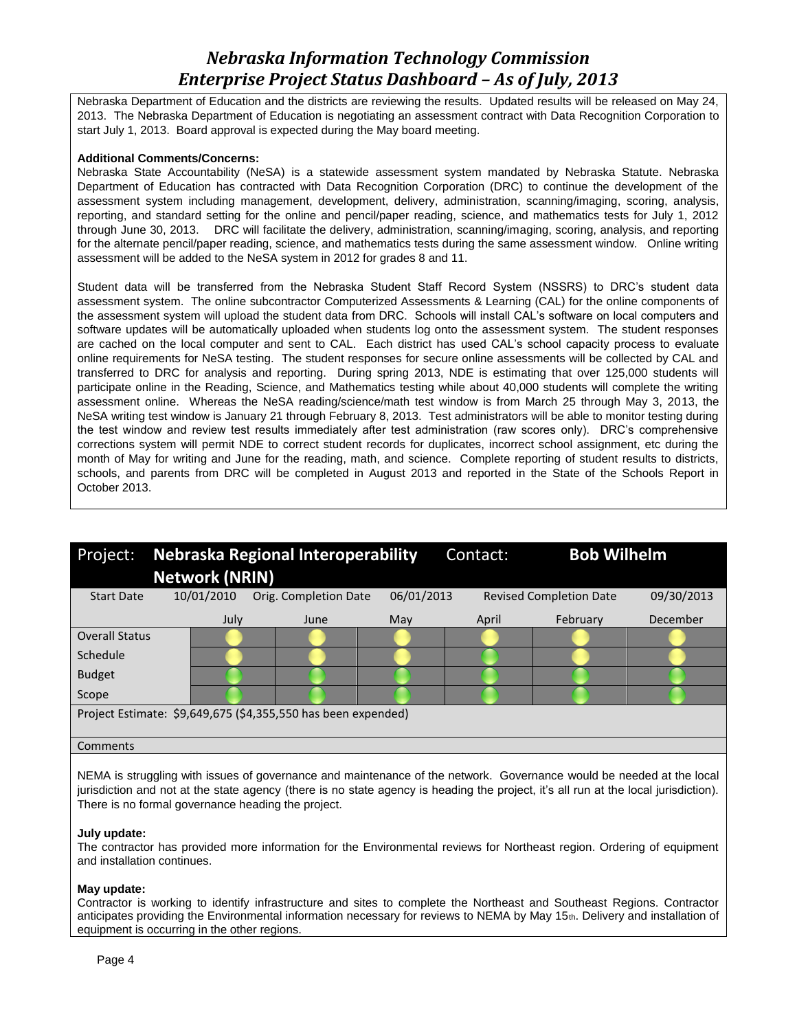Nebraska Department of Education and the districts are reviewing the results. Updated results will be released on May 24, 2013. The Nebraska Department of Education is negotiating an assessment contract with Data Recognition Corporation to start July 1, 2013. Board approval is expected during the May board meeting.

**Additional Comments/Concerns:**

Nebraska State Accountability (NeSA) is a statewide assessment system mandated by Nebraska Statute. Nebraska Department of Education has contracted with Data Recognition Corporation (DRC) to continue the development of the assessment system including management, development, delivery, administration, scanning/imaging, scoring, analysis, reporting, and standard setting for the online and pencil/paper reading, science, and mathematics tests for July 1, 2012 through June 30, 2013. DRC will facilitate the delivery, administration, scanning/imaging, scoring, analysis, and reporting for the alternate pencil/paper reading, science, and mathematics tests during the same assessment window. Online writing assessment will be added to the NeSA system in 2012 for grades 8 and 11.

Student data will be transferred from the Nebraska Student Staff Record System (NSSRS) to DRC's student data assessment system. The online subcontractor Computerized Assessments & Learning (CAL) for the online components of the assessment system will upload the student data from DRC. Schools will install CAL's software on local computers and software updates will be automatically uploaded when students log onto the assessment system. The student responses are cached on the local computer and sent to CAL. Each district has used CAL's school capacity process to evaluate online requirements for NeSA testing. The student responses for secure online assessments will be collected by CAL and transferred to DRC for analysis and reporting. During spring 2013, NDE is estimating that over 125,000 students will participate online in the Reading, Science, and Mathematics testing while about 40,000 students will complete the writing assessment online. Whereas the NeSA reading/science/math test window is from March 25 through May 3, 2013, the NeSA writing test window is January 21 through February 8, 2013. Test administrators will be able to monitor testing during the test window and review test results immediately after test administration (raw scores only). DRC's comprehensive corrections system will permit NDE to correct student records for duplicates, incorrect school assignment, etc during the month of May for writing and June for the reading, math, and science. Complete reporting of student results to districts, schools, and parents from DRC will be completed in August 2013 and reported in the State of the Schools Report in October 2013.

## Project: Nebraska Regional Interoperability Network (NRIN) — Contact: Bob Wilhelm

| Start Date | 10/01/2010 | Orig. Completion Date | 06/01/2013 | Revised Completion Date | 09/30/2013 |
|---|---|---|---|---|---|

| | July | June | May | April | February | December |
|---|---|---|---|---|---|---|
| Overall Status | Yellow | Yellow | Yellow | Yellow | Yellow | Yellow |
| Schedule | Yellow | Yellow | Yellow | Green | Yellow | Yellow |
| Budget | Green | Green | Green | Green | Green | Green |
| Scope | Green | Green | Green | Green | Green | Green |

Project Estimate: $9,649,675 ($4,355,550 has been expended)

**Comments**

NEMA is struggling with issues of governance and maintenance of the network. Governance would be needed at the local jurisdiction and not at the state agency (there is no state agency is heading the project, it's all run at the local jurisdiction). There is no formal governance heading the project.

**July update:**

The contractor has provided more information for the Environmental reviews for Northeast region. Ordering of equipment and installation continues.

**May update:**

Contractor is working to identify infrastructure and sites to complete the Northeast and Southeast Regions. Contractor anticipates providing the Environmental information necessary for reviews to NEMA by May 15th. Delivery and installation of equipment is occurring in the other regions.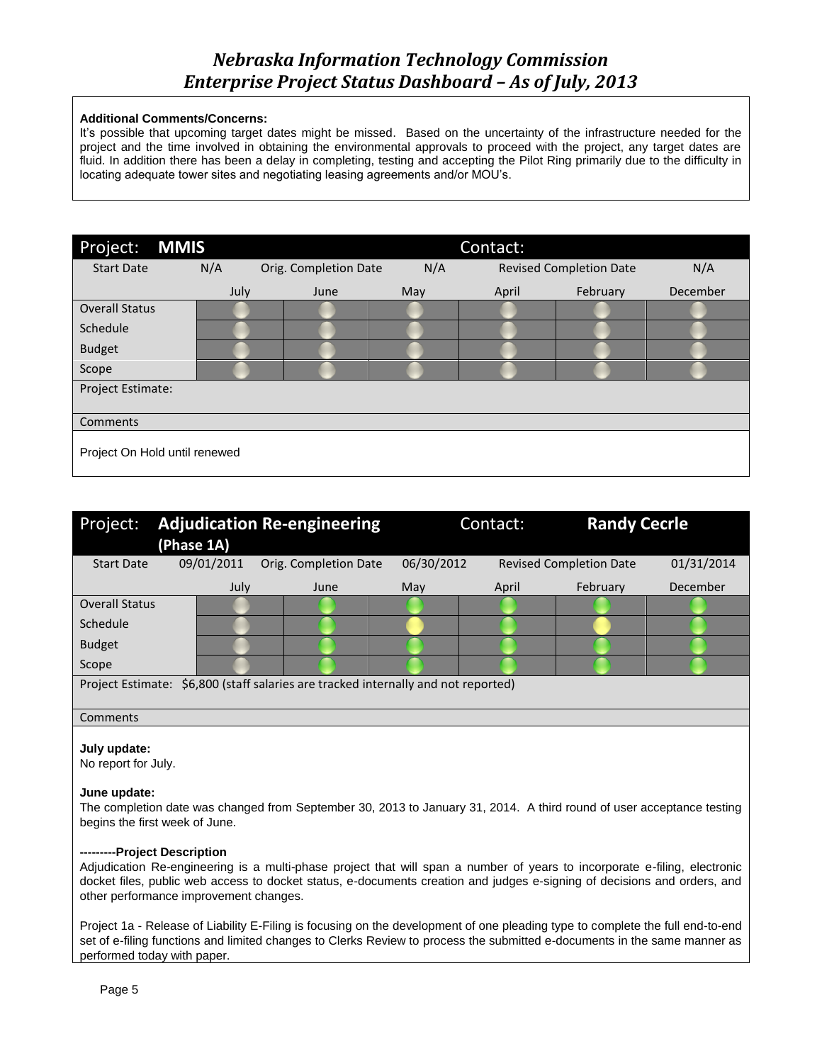# *Nebraska Information Technology Commission*
# *Enterprise Project Status Dashboard – As of July, 2013*

**Additional Comments/Concerns:**
It's possible that upcoming target dates might be missed. Based on the uncertainty of the infrastructure needed for the project and the time involved in obtaining the environmental approvals to proceed with the project, any target dates are fluid. In addition there has been a delay in completing, testing and accepting the Pilot Ring primarily due to the difficulty in locating adequate tower sites and negotiating leasing agreements and/or MOU's.

| Project: **MMIS** | | | | Contact: | | |
|---|---|---|---|---|---|---|
| Start Date | N/A | Orig. Completion Date | N/A | Revised Completion Date | | N/A |
| | July | June | May | April | February | December |
| Overall Status | Gray | Gray | Gray | Gray | Gray | Gray |
| Schedule | Gray | Gray | Gray | Gray | Gray | Gray |
| Budget | Gray | Gray | Gray | Gray | Gray | Gray |
| Scope | Gray | Gray | Gray | Gray | Gray | Gray |
| Project Estimate: | | | | | | |
| Comments | | | | | | |

Project On Hold until renewed

| Project: **Adjudication Re-engineering (Phase 1A)** | | | | Contact: | **Randy Cecrle** | |
|---|---|---|---|---|---|---|
| Start Date | 09/01/2011 | Orig. Completion Date | 06/30/2012 | Revised Completion Date | | 01/31/2014 |
| | July | June | May | April | February | December |
| Overall Status | Gray | Green | Green | Green | Green | Green |
| Schedule | Gray | Green | Yellow | Green | Yellow | Green |
| Budget | Gray | Green | Green | Green | Green | Green |
| Scope | Gray | Green | Green | Green | Green | Green |
| Project Estimate: $6,800 (staff salaries are tracked internally and not reported) | | | | | | |
| Comments | | | | | | |

**July update:**
No report for July.

**June update:**
The completion date was changed from September 30, 2013 to January 31, 2014. A third round of user acceptance testing begins the first week of June.

**---------Project Description**
Adjudication Re-engineering is a multi-phase project that will span a number of years to incorporate e-filing, electronic docket files, public web access to docket status, e-documents creation and judges e-signing of decisions and orders, and other performance improvement changes.

Project 1a - Release of Liability E-Filing is focusing on the development of one pleading type to complete the full end-to-end set of e-filing functions and limited changes to Clerks Review to process the submitted e-documents in the same manner as performed today with paper.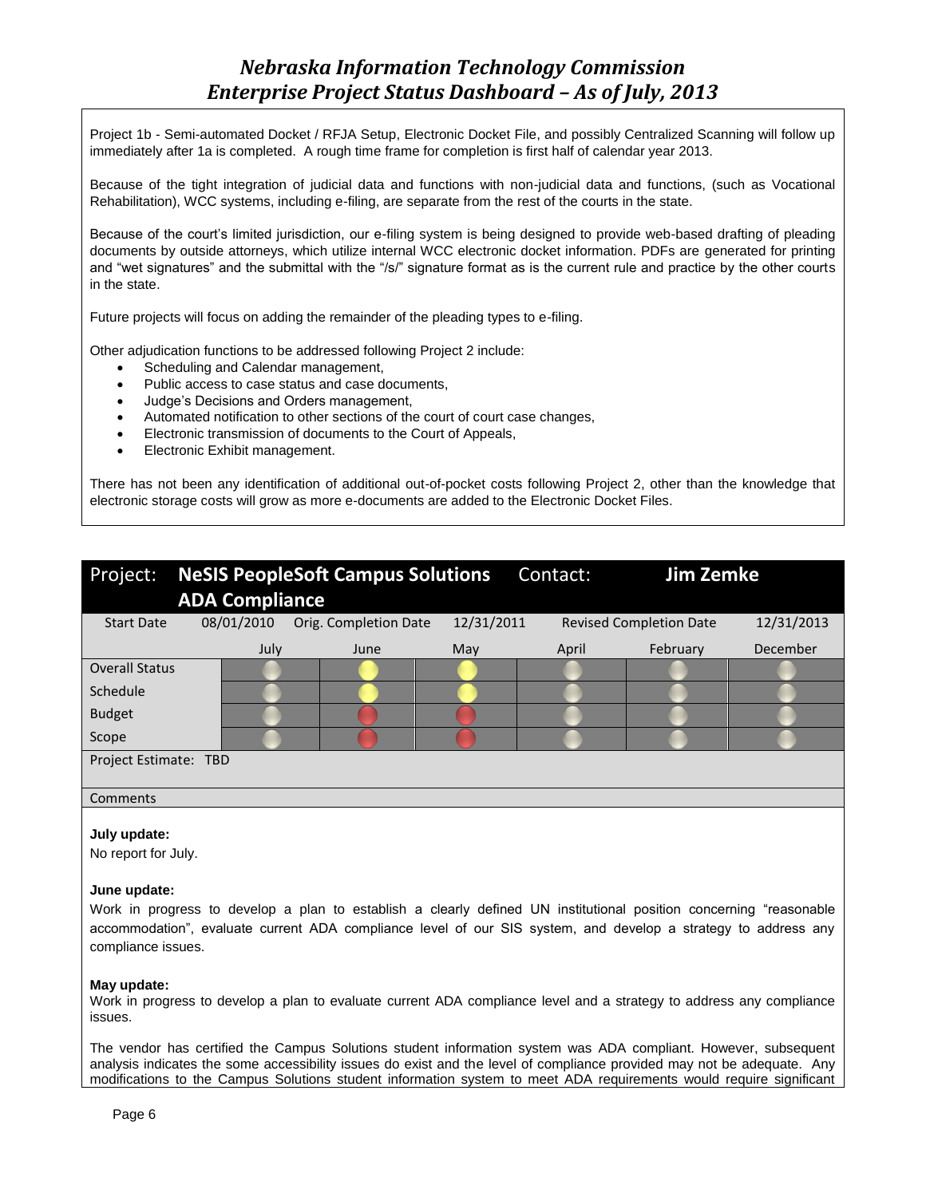Project 1b - Semi-automated Docket / RFJA Setup, Electronic Docket File, and possibly Centralized Scanning will follow up immediately after 1a is completed. A rough time frame for completion is first half of calendar year 2013.

Because of the tight integration of judicial data and functions with non-judicial data and functions, (such as Vocational Rehabilitation), WCC systems, including e-filing, are separate from the rest of the courts in the state.

Because of the court's limited jurisdiction, our e-filing system is being designed to provide web-based drafting of pleading documents by outside attorneys, which utilize internal WCC electronic docket information. PDFs are generated for printing and "wet signatures" and the submittal with the "/s/" signature format as is the current rule and practice by the other courts in the state.

Future projects will focus on adding the remainder of the pleading types to e-filing.

Other adjudication functions to be addressed following Project 2 include:

- Scheduling and Calendar management,
- Public access to case status and case documents,
- Judge's Decisions and Orders management,
- Automated notification to other sections of the court of court case changes,
- Electronic transmission of documents to the Court of Appeals,
- Electronic Exhibit management.

There has not been any identification of additional out-of-pocket costs following Project 2, other than the knowledge that electronic storage costs will grow as more e-documents are added to the Electronic Docket Files.

| Project: | **NeSIS PeopleSoft Campus Solutions ADA Compliance** | | | Contact: | **Jim Zemke** | |
|---|---|---|---|---|---|---|
| Start Date | 08/01/2010 | Orig. Completion Date | 12/31/2011 | Revised Completion Date | | 12/31/2013 |
| | July | June | May | April | February | December |
| Overall Status | Gray | Yellow | Yellow | Gray | Gray | Gray |
| Schedule | Gray | Yellow | Yellow | Gray | Gray | Gray |
| Budget | Gray | Red | Red | Gray | Gray | Gray |
| Scope | Gray | Red | Red | Gray | Gray | Gray |

Project Estimate: TBD

Comments

**July update:**
No report for July.

**June update:**
Work in progress to develop a plan to establish a clearly defined UN institutional position concerning "reasonable accommodation", evaluate current ADA compliance level of our SIS system, and develop a strategy to address any compliance issues.

**May update:**
Work in progress to develop a plan to evaluate current ADA compliance level and a strategy to address any compliance issues.

The vendor has certified the Campus Solutions student information system was ADA compliant. However, subsequent analysis indicates the some accessibility issues do exist and the level of compliance provided may not be adequate. Any modifications to the Campus Solutions student information system to meet ADA requirements would require significant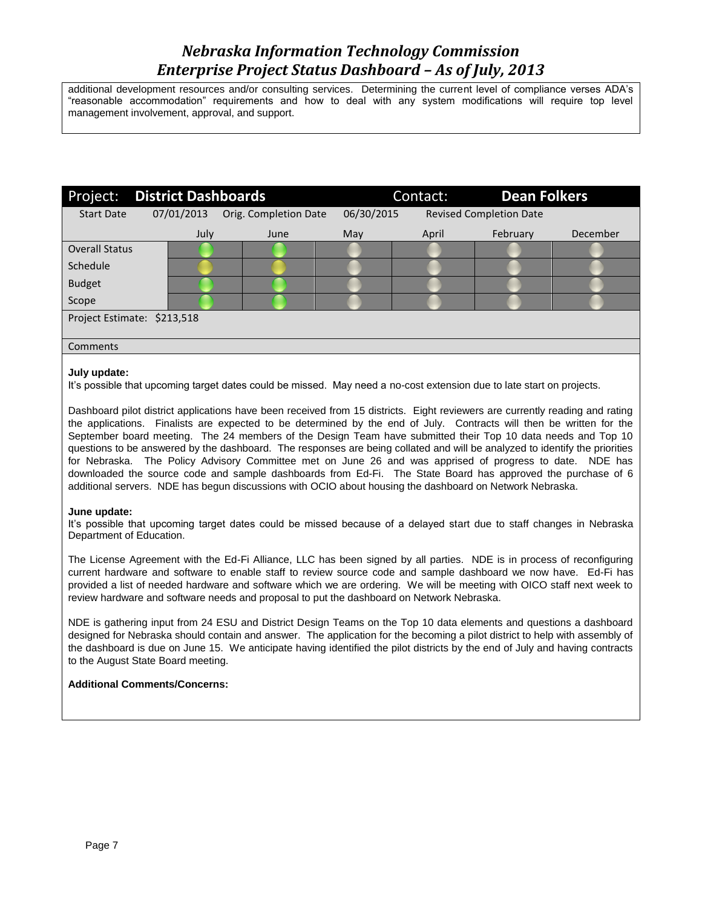additional development resources and/or consulting services. Determining the current level of compliance verses ADA's "reasonable accommodation" requirements and how to deal with any system modifications will require top level management involvement, approval, and support.

| Project: | **District Dashboards** | | | Contact: | **Dean Folkers** |
|---|---|---|---|---|---|
| Start Date | 07/01/2013 | Orig. Completion Date | 06/30/2015 | Revised Completion Date | |

| | July | June | May | April | February | December |
|---|---|---|---|---|---|---|
| Overall Status | Green | Green | Gray | Gray | Gray | Gray |
| Schedule | Yellow | Yellow | Gray | Gray | Gray | Gray |
| Budget | Green | Green | Gray | Gray | Gray | Gray |
| Scope | Green | Green | Gray | Gray | Gray | Gray |

Project Estimate: $213,518

Comments

**July update:**
It's possible that upcoming target dates could be missed. May need a no-cost extension due to late start on projects.

Dashboard pilot district applications have been received from 15 districts. Eight reviewers are currently reading and rating the applications. Finalists are expected to be determined by the end of July. Contracts will then be written for the September board meeting. The 24 members of the Design Team have submitted their Top 10 data needs and Top 10 questions to be answered by the dashboard. The responses are being collated and will be analyzed to identify the priorities for Nebraska. The Policy Advisory Committee met on June 26 and was apprised of progress to date. NDE has downloaded the source code and sample dashboards from Ed-Fi. The State Board has approved the purchase of 6 additional servers. NDE has begun discussions with OCIO about housing the dashboard on Network Nebraska.

**June update:**
It's possible that upcoming target dates could be missed because of a delayed start due to staff changes in Nebraska Department of Education.

The License Agreement with the Ed-Fi Alliance, LLC has been signed by all parties. NDE is in process of reconfiguring current hardware and software to enable staff to review source code and sample dashboard we now have. Ed-Fi has provided a list of needed hardware and software which we are ordering. We will be meeting with OICO staff next week to review hardware and software needs and proposal to put the dashboard on Network Nebraska.

NDE is gathering input from 24 ESU and District Design Teams on the Top 10 data elements and questions a dashboard designed for Nebraska should contain and answer. The application for the becoming a pilot district to help with assembly of the dashboard is due on June 15. We anticipate having identified the pilot districts by the end of July and having contracts to the August State Board meeting.

**Additional Comments/Concerns:**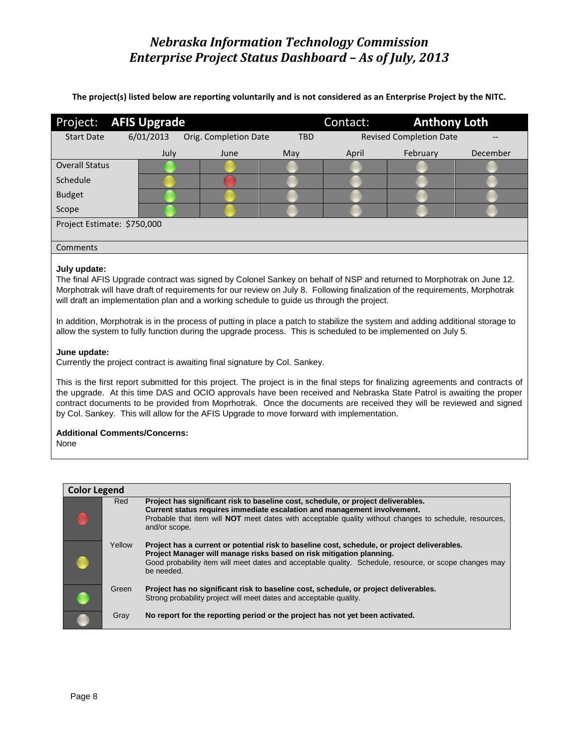# *Nebraska Information Technology Commission*
# *Enterprise Project Status Dashboard – As of July, 2013*

**The project(s) listed below are reporting voluntarily and is not considered as an Enterprise Project by the NITC.**

| Project: **AFIS Upgrade** | | | | Contact: | **Anthony Loth** |
|---|---|---|---|---|---|
| Start Date | 6/01/2013 | Orig. Completion Date | TBD | Revised Completion Date | -- |
| | July | June | May | April | February | December |
| Overall Status | Green | Yellow | Gray | Gray | Gray | Gray |
| Schedule | Yellow | Red | Gray | Gray | Gray | Gray |
| Budget | Green | Yellow | Gray | Gray | Gray | Gray |
| Scope | Green | Yellow | Gray | Gray | Gray | Gray |

Project Estimate: $750,000

Comments

**July update:**
The final AFIS Upgrade contract was signed by Colonel Sankey on behalf of NSP and returned to Morphotrak on June 12. Morphotrak will have draft of requirements for our review on July 8. Following finalization of the requirements, Morphotrak will draft an implementation plan and a working schedule to guide us through the project.

In addition, Morphotrak is in the process of putting in place a patch to stabilize the system and adding additional storage to allow the system to fully function during the upgrade process. This is scheduled to be implemented on July 5.

**June update:**
Currently the project contract is awaiting final signature by Col. Sankey.

This is the first report submitted for this project. The project is in the final steps for finalizing agreements and contracts of the upgrade. At this time DAS and OCIO approvals have been received and Nebraska State Patrol is awaiting the proper contract documents to be provided from Moprhotrak. Once the documents are received they will be reviewed and signed by Col. Sankey. This will allow for the AFIS Upgrade to move forward with implementation.

**Additional Comments/Concerns:**
None

**Color Legend**

| | | |
|---|---|---|
| Red | | **Project has significant risk to baseline cost, schedule, or project deliverables. Current status requires immediate escalation and management involvement.** Probable that item will **NOT** meet dates with acceptable quality without changes to schedule, resources, and/or scope. |
| Yellow | | **Project has a current or potential risk to baseline cost, schedule, or project deliverables. Project Manager will manage risks based on risk mitigation planning.** Good probability item will meet dates and acceptable quality. Schedule, resource, or scope changes may be needed. |
| Green | | **Project has no significant risk to baseline cost, schedule, or project deliverables.** Strong probability project will meet dates and acceptable quality. |
| Gray | | **No report for the reporting period or the project has not yet been activated.** |